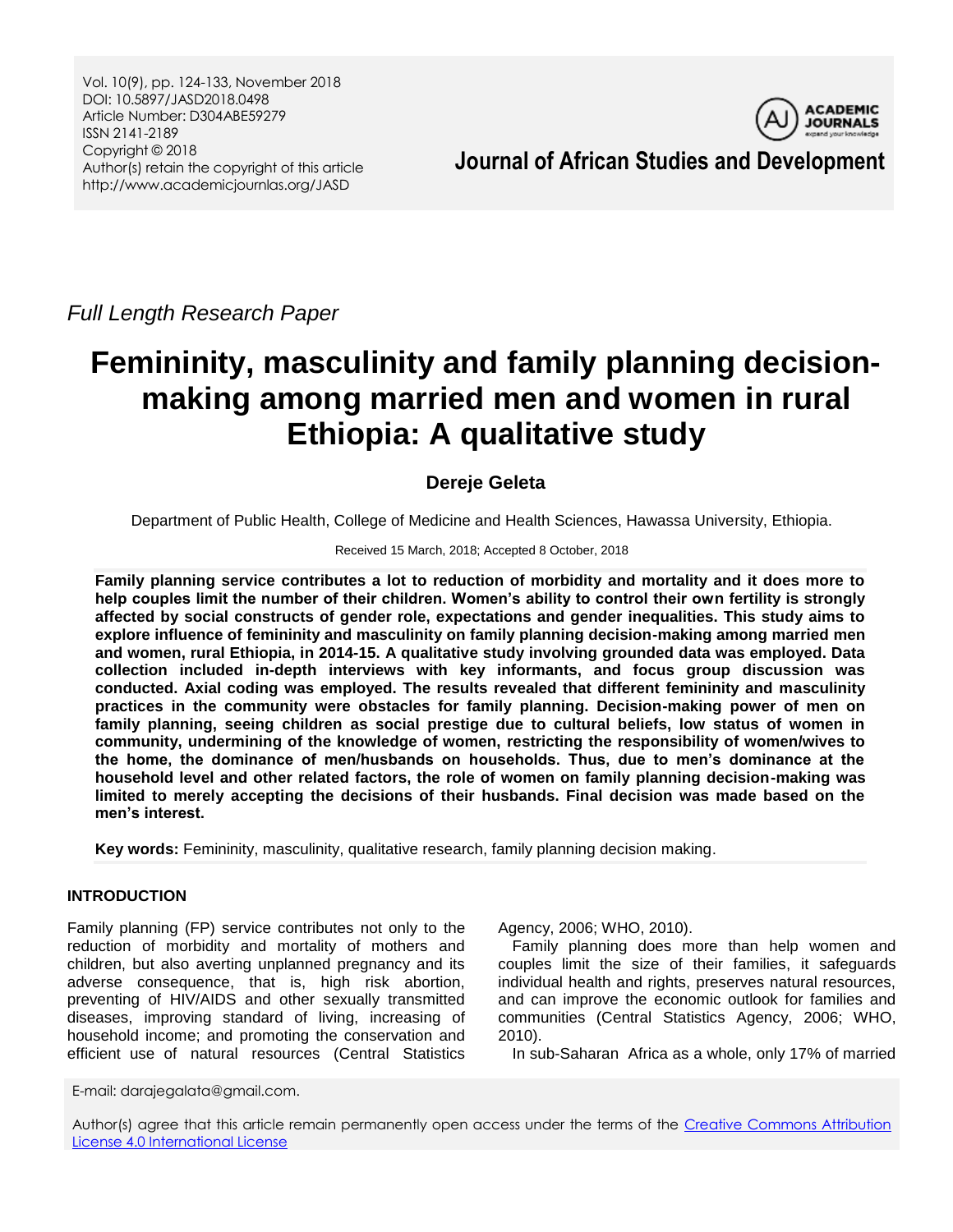*Full Length Research Paper*

# Femininity, masculinity and family planning decision-making among married men and women in rural Ethiopia: A qualitative study

**Dereje Geleta**

Department of Public Health, College of Medicine and Health Sciences, Hawassa University, Ethiopia.

Received 15 March, 2018; Accepted 8 October, 2018

**Family planning service contributes a lot to reduction of morbidity and mortality and it does more to help couples limit the number of their children. Women's ability to control their own fertility is strongly affected by social constructs of gender role, expectations and gender inequalities. This study aims to explore influence of femininity and masculinity on family planning decision-making among married men and women, rural Ethiopia, in 2014-15. A qualitative study involving grounded data was employed. Data collection included in-depth interviews with key informants, and focus group discussion was conducted. Axial coding was employed. The results revealed that different femininity and masculinity practices in the community were obstacles for family planning. Decision-making power of men on family planning, seeing children as social prestige due to cultural beliefs, low status of women in community, undermining of the knowledge of women, restricting the responsibility of women/wives to the home, the dominance of men/husbands on households. Thus, due to men's dominance at the household level and other related factors, the role of women on family planning decision-making was limited to merely accepting the decisions of their husbands. Final decision was made based on the men's interest.**

**Key words:** Femininity, masculinity, qualitative research, family planning decision making.

## INTRODUCTION

Family planning (FP) service contributes not only to the reduction of morbidity and mortality of mothers and children, but also averting unplanned pregnancy and its adverse consequence, that is, high risk abortion, preventing of HIV/AIDS and other sexually transmitted diseases, improving standard of living, increasing of household income; and promoting the conservation and efficient use of natural resources (Central Statistics Agency, 2006; WHO, 2010).

Family planning does more than help women and couples limit the size of their families, it safeguards individual health and rights, preserves natural resources, and can improve the economic outlook for families and communities (Central Statistics Agency, 2006; WHO, 2010).

In sub-Saharan Africa as a whole, only 17% of married

E-mail: darajegalata@gmail.com.

Author(s) agree that this article remain permanently open access under the terms of the Creative Commons Attribution License 4.0 International License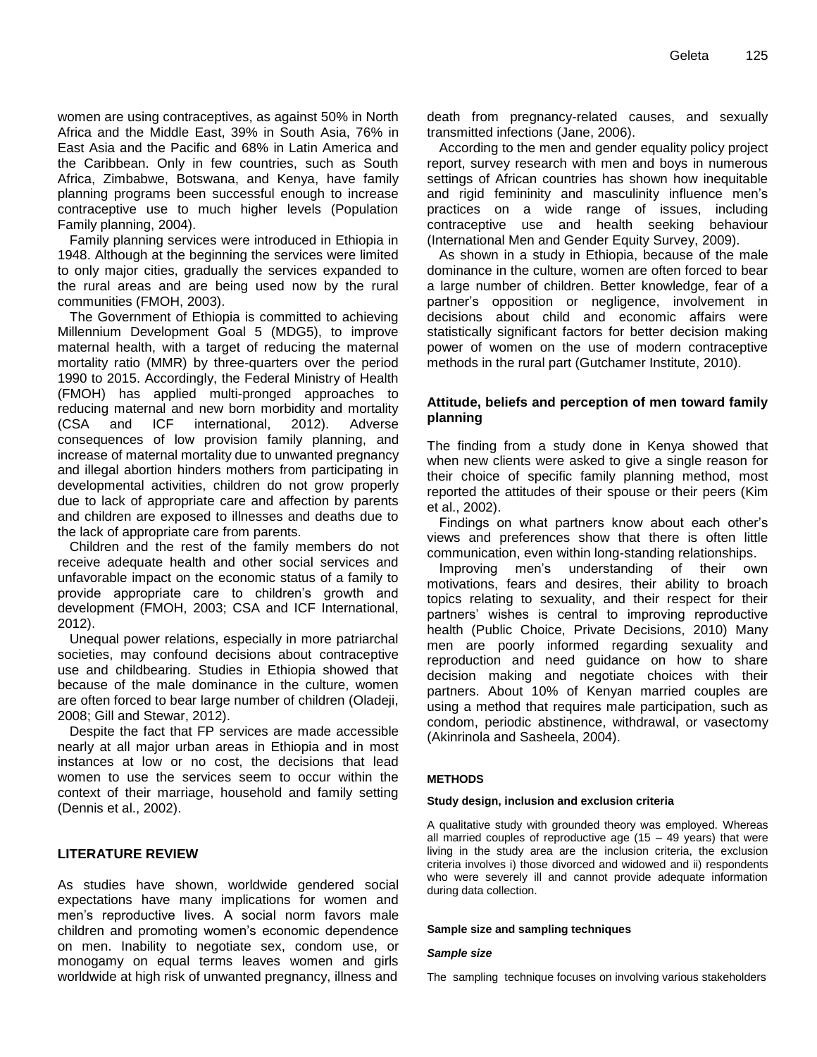women are using contraceptives, as against 50% in North Africa and the Middle East, 39% in South Asia, 76% in East Asia and the Pacific and 68% in Latin America and the Caribbean. Only in few countries, such as South Africa, Zimbabwe, Botswana, and Kenya, have family planning programs been successful enough to increase contraceptive use to much higher levels (Population Family planning, 2004).

Family planning services were introduced in Ethiopia in 1948. Although at the beginning the services were limited to only major cities, gradually the services expanded to the rural areas and are being used now by the rural communities (FMOH, 2003).

The Government of Ethiopia is committed to achieving Millennium Development Goal 5 (MDG5), to improve maternal health, with a target of reducing the maternal mortality ratio (MMR) by three-quarters over the period 1990 to 2015. Accordingly, the Federal Ministry of Health (FMOH) has applied multi-pronged approaches to reducing maternal and new born morbidity and mortality (CSA and ICF international, 2012). Adverse consequences of low provision family planning, and increase of maternal mortality due to unwanted pregnancy and illegal abortion hinders mothers from participating in developmental activities, children do not grow properly due to lack of appropriate care and affection by parents and children are exposed to illnesses and deaths due to the lack of appropriate care from parents.

Children and the rest of the family members do not receive adequate health and other social services and unfavorable impact on the economic status of a family to provide appropriate care to children's growth and development (FMOH, 2003; CSA and ICF International, 2012).

Unequal power relations, especially in more patriarchal societies, may confound decisions about contraceptive use and childbearing. Studies in Ethiopia showed that because of the male dominance in the culture, women are often forced to bear large number of children (Oladeji, 2008; Gill and Stewar, 2012).

Despite the fact that FP services are made accessible nearly at all major urban areas in Ethiopia and in most instances at low or no cost, the decisions that lead women to use the services seem to occur within the context of their marriage, household and family setting (Dennis et al., 2002).

## LITERATURE REVIEW

As studies have shown, worldwide gendered social expectations have many implications for women and men's reproductive lives. A social norm favors male children and promoting women's economic dependence on men. Inability to negotiate sex, condom use, or monogamy on equal terms leaves women and girls worldwide at high risk of unwanted pregnancy, illness and death from pregnancy-related causes, and sexually transmitted infections (Jane, 2006).

According to the men and gender equality policy project report, survey research with men and boys in numerous settings of African countries has shown how inequitable and rigid femininity and masculinity influence men's practices on a wide range of issues, including contraceptive use and health seeking behaviour (International Men and Gender Equity Survey, 2009).

As shown in a study in Ethiopia, because of the male dominance in the culture, women are often forced to bear a large number of children. Better knowledge, fear of a partner's opposition or negligence, involvement in decisions about child and economic affairs were statistically significant factors for better decision making power of women on the use of modern contraceptive methods in the rural part (Gutchamer Institute, 2010).

### Attitude, beliefs and perception of men toward family planning

The finding from a study done in Kenya showed that when new clients were asked to give a single reason for their choice of specific family planning method, most reported the attitudes of their spouse or their peers (Kim et al., 2002).

Findings on what partners know about each other's views and preferences show that there is often little communication, even within long-standing relationships.

Improving men's understanding of their own motivations, fears and desires, their ability to broach topics relating to sexuality, and their respect for their partners' wishes is central to improving reproductive health (Public Choice, Private Decisions, 2010) Many men are poorly informed regarding sexuality and reproduction and need guidance on how to share decision making and negotiate choices with their partners. About 10% of Kenyan married couples are using a method that requires male participation, such as condom, periodic abstinence, withdrawal, or vasectomy (Akinrinola and Sasheela, 2004).

## METHODS

### Study design, inclusion and exclusion criteria

A qualitative study with grounded theory was employed. Whereas all married couples of reproductive age (15 – 49 years) that were living in the study area are the inclusion criteria, the exclusion criteria involves i) those divorced and widowed and ii) respondents who were severely ill and cannot provide adequate information during data collection.

### Sample size and sampling techniques

#### *Sample size*

The sampling technique focuses on involving various stakeholders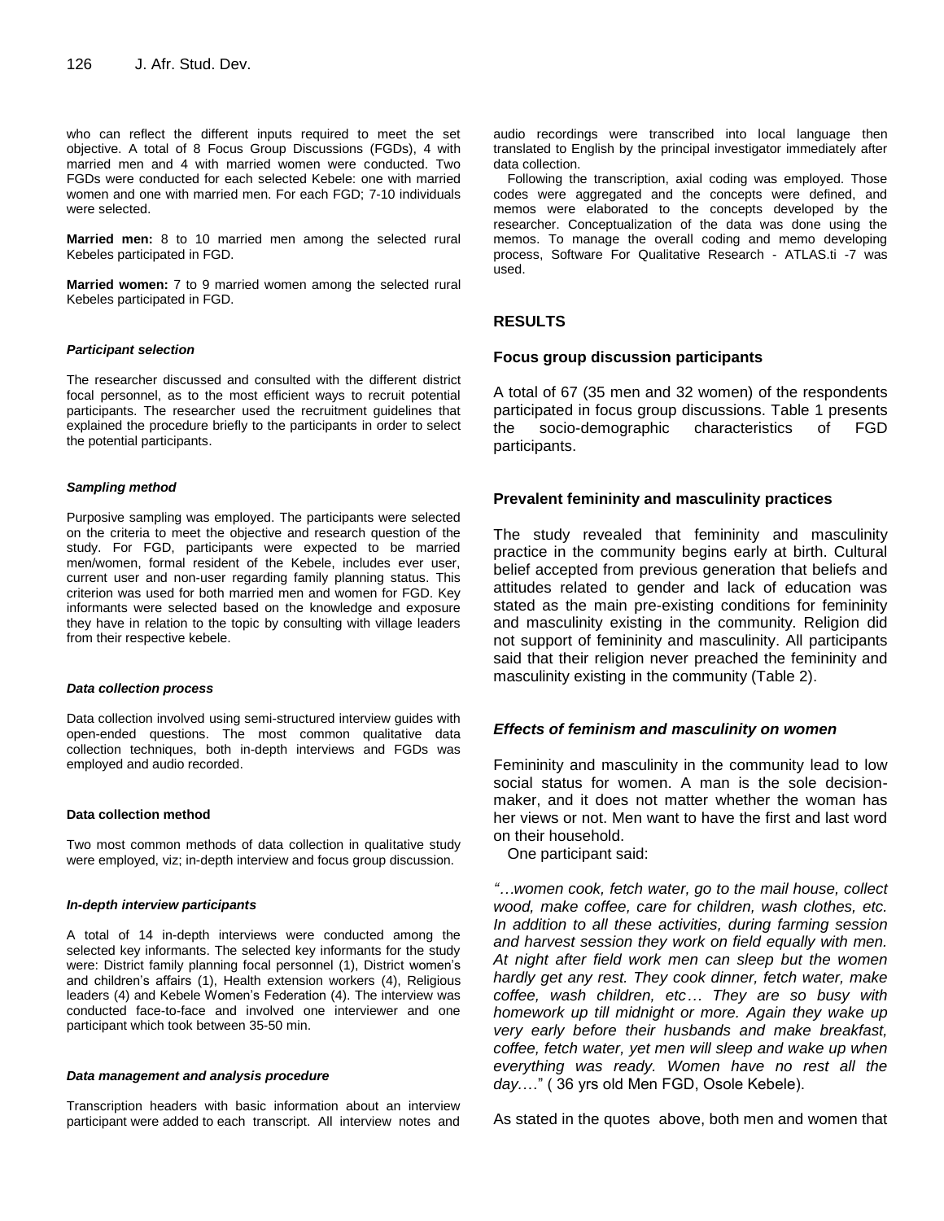who can reflect the different inputs required to meet the set objective. A total of 8 Focus Group Discussions (FGDs), 4 with married men and 4 with married women were conducted. Two FGDs were conducted for each selected Kebele: one with married women and one with married men. For each FGD; 7-10 individuals were selected.

**Married men:** 8 to 10 married men among the selected rural Kebeles participated in FGD.

**Married women:** 7 to 9 married women among the selected rural Kebeles participated in FGD.

#### *Participant selection*

The researcher discussed and consulted with the different district focal personnel, as to the most efficient ways to recruit potential participants. The researcher used the recruitment guidelines that explained the procedure briefly to the participants in order to select the potential participants.

#### *Sampling method*

Purposive sampling was employed. The participants were selected on the criteria to meet the objective and research question of the study. For FGD, participants were expected to be married men/women, formal resident of the Kebele, includes ever user, current user and non-user regarding family planning status. This criterion was used for both married men and women for FGD. Key informants were selected based on the knowledge and exposure they have in relation to the topic by consulting with village leaders from their respective kebele.

#### *Data collection process*

Data collection involved using semi-structured interview guides with open-ended questions. The most common qualitative data collection techniques, both in-depth interviews and FGDs was employed and audio recorded.

#### **Data collection method**

Two most common methods of data collection in qualitative study were employed, viz; in-depth interview and focus group discussion.

#### *In-depth interview participants*

A total of 14 in-depth interviews were conducted among the selected key informants. The selected key informants for the study were: District family planning focal personnel (1), District women's and children's affairs (1), Health extension workers (4), Religious leaders (4) and Kebele Women's Federation (4). The interview was conducted face-to-face and involved one interviewer and one participant which took between 35-50 min.

#### *Data management and analysis procedure*

Transcription headers with basic information about an interview participant were added to each transcript. All interview notes and audio recordings were transcribed into local language then translated to English by the principal investigator immediately after data collection.

Following the transcription, axial coding was employed. Those codes were aggregated and the concepts were defined, and memos were elaborated to the concepts developed by the researcher. Conceptualization of the data was done using the memos. To manage the overall coding and memo developing process, Software For Qualitative Research - ATLAS.ti -7 was used.

## RESULTS

### Focus group discussion participants

A total of 67 (35 men and 32 women) of the respondents participated in focus group discussions. Table 1 presents the socio-demographic characteristics of FGD participants.

### Prevalent femininity and masculinity practices

The study revealed that femininity and masculinity practice in the community begins early at birth. Cultural belief accepted from previous generation that beliefs and attitudes related to gender and lack of education was stated as the main pre-existing conditions for femininity and masculinity existing in the community. Religion did not support of femininity and masculinity. All participants said that their religion never preached the femininity and masculinity existing in the community (Table 2).

### *Effects of feminism and masculinity on women*

Femininity and masculinity in the community lead to low social status for women. A man is the sole decision-maker, and it does not matter whether the woman has her views or not. Men want to have the first and last word on their household.

One participant said:

*"…women cook, fetch water, go to the mail house, collect wood, make coffee, care for children, wash clothes, etc. In addition to all these activities, during farming session and harvest session they work on field equally with men. At night after field work men can sleep but the women hardly get any rest. They cook dinner, fetch water, make coffee, wash children, etc… They are so busy with homework up till midnight or more. Again they wake up very early before their husbands and make breakfast, coffee, fetch water, yet men will sleep and wake up when everything was ready. Women have no rest all the day.…"* ( 36 yrs old Men FGD, Osole Kebele).

As stated in the quotes above, both men and women that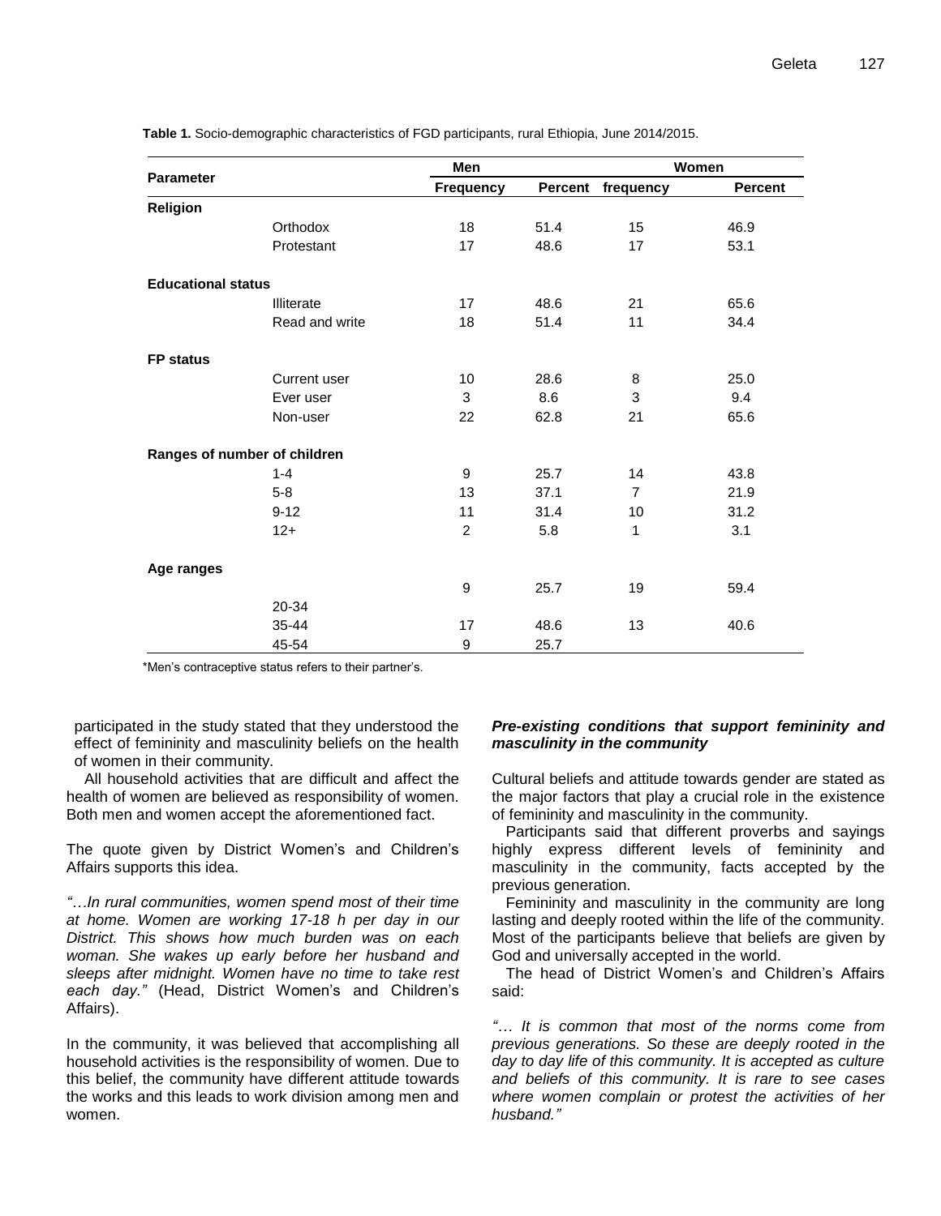**Table 1.** Socio-demographic characteristics of FGD participants, rural Ethiopia, June 2014/2015.

| Parameter | | Men | | Women | |
|---|---|---|---|---|---|
| | | Frequency | Percent | frequency | Percent |
| **Religion** | | | | | |
| | Orthodox | 18 | 51.4 | 15 | 46.9 |
| | Protestant | 17 | 48.6 | 17 | 53.1 |
| **Educational status** | | | | | |
| | Illiterate | 17 | 48.6 | 21 | 65.6 |
| | Read and write | 18 | 51.4 | 11 | 34.4 |
| **FP status** | | | | | |
| | Current user | 10 | 28.6 | 8 | 25.0 |
| | Ever user | 3 | 8.6 | 3 | 9.4 |
| | Non-user | 22 | 62.8 | 21 | 65.6 |
| **Ranges of number of children** | | | | | |
| | 1-4 | 9 | 25.7 | 14 | 43.8 |
| | 5-8 | 13 | 37.1 | 7 | 21.9 |
| | 9-12 | 11 | 31.4 | 10 | 31.2 |
| | 12+ | 2 | 5.8 | 1 | 3.1 |
| **Age ranges** | | | | | |
| | | 9 | 25.7 | 19 | 59.4 |
| | 20-34 | | | | |
| | 35-44 | 17 | 48.6 | 13 | 40.6 |
| | 45-54 | 9 | 25.7 | | |

*Men's contraceptive status refers to their partner's.

participated in the study stated that they understood the effect of femininity and masculinity beliefs on the health of women in their community.

All household activities that are difficult and affect the health of women are believed as responsibility of women. Both men and women accept the aforementioned fact.

The quote given by District Women's and Children's Affairs supports this idea.

*"…In rural communities, women spend most of their time at home. Women are working 17-18 h per day in our District. This shows how much burden was on each woman. She wakes up early before her husband and sleeps after midnight. Women have no time to take rest each day."* (Head, District Women's and Children's Affairs).

In the community, it was believed that accomplishing all household activities is the responsibility of women. Due to this belief, the community have different attitude towards the works and this leads to work division among men and women.

### *Pre-existing conditions that support femininity and masculinity in the community*

Cultural beliefs and attitude towards gender are stated as the major factors that play a crucial role in the existence of femininity and masculinity in the community.

Participants said that different proverbs and sayings highly express different levels of femininity and masculinity in the community, facts accepted by the previous generation.

Femininity and masculinity in the community are long lasting and deeply rooted within the life of the community. Most of the participants believe that beliefs are given by God and universally accepted in the world.

The head of District Women's and Children's Affairs said:

*"… It is common that most of the norms come from previous generations. So these are deeply rooted in the day to day life of this community. It is accepted as culture and beliefs of this community. It is rare to see cases where women complain or protest the activities of her husband."*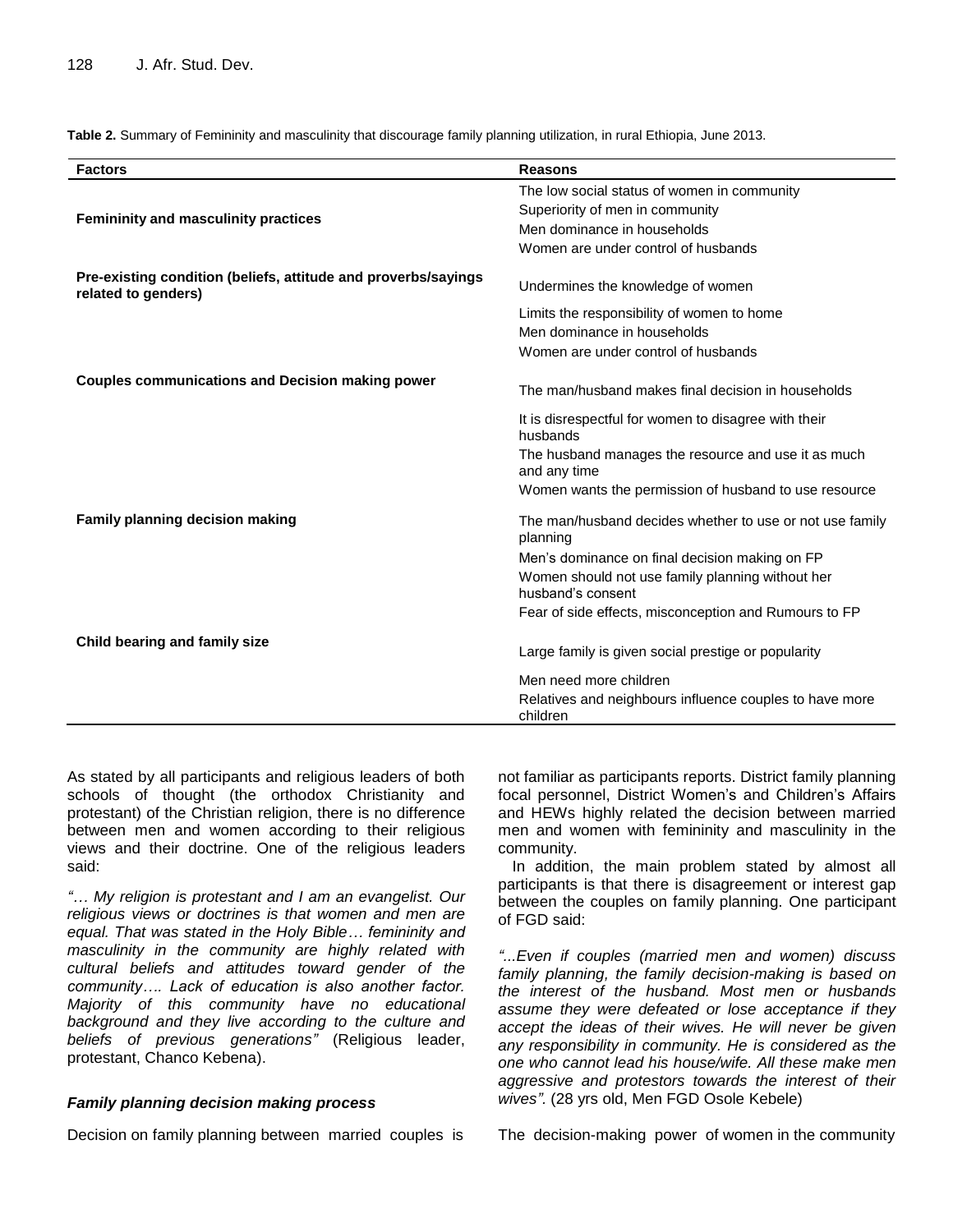**Table 2.** Summary of Femininity and masculinity that discourage family planning utilization, in rural Ethiopia, June 2013.

| Factors | Reasons |
|---|---|
| **Femininity and masculinity practices** | The low social status of women in community |
| | Superiority of men in community |
| | Men dominance in households |
| | Women are under control of husbands |
| **Pre-existing condition (beliefs, attitude and proverbs/sayings related to genders)** | Undermines the knowledge of women |
| | Limits the responsibility of women to home |
| | Men dominance in households |
| | Women are under control of husbands |
| **Couples communications and Decision making power** | The man/husband makes final decision in households |
| | It is disrespectful for women to disagree with their husbands |
| | The husband manages the resource and use it as much and any time |
| | Women wants the permission of husband to use resource |
| **Family planning decision making** | The man/husband decides whether to use or not use family planning |
| | Men's dominance on final decision making on FP |
| | Women should not use family planning without her husband's consent |
| | Fear of side effects, misconception and Rumours to FP |
| **Child bearing and family size** | Large family is given social prestige or popularity |
| | Men need more children |
| | Relatives and neighbours influence couples to have more children |

As stated by all participants and religious leaders of both schools of thought (the orthodox Christianity and protestant) of the Christian religion, there is no difference between men and women according to their religious views and their doctrine. One of the religious leaders said:

*"… My religion is protestant and I am an evangelist. Our religious views or doctrines is that women and men are equal. That was stated in the Holy Bible… femininity and masculinity in the community are highly related with cultural beliefs and attitudes toward gender of the community…. Lack of education is also another factor. Majority of this community have no educational background and they live according to the culture and beliefs of previous generations"* (Religious leader, protestant, Chanco Kebena).

### *Family planning decision making process*

Decision on family planning between married couples is not familiar as participants reports. District family planning focal personnel, District Women's and Children's Affairs and HEWs highly related the decision between married men and women with femininity and masculinity in the community.

In addition, the main problem stated by almost all participants is that there is disagreement or interest gap between the couples on family planning. One participant of FGD said:

*"...Even if couples (married men and women) discuss family planning, the family decision-making is based on the interest of the husband. Most men or husbands assume they were defeated or lose acceptance if they accept the ideas of their wives. He will never be given any responsibility in community. He is considered as the one who cannot lead his house/wife. All these make men aggressive and protestors towards the interest of their wives".* (28 yrs old, Men FGD Osole Kebele)

The decision-making power of women in the community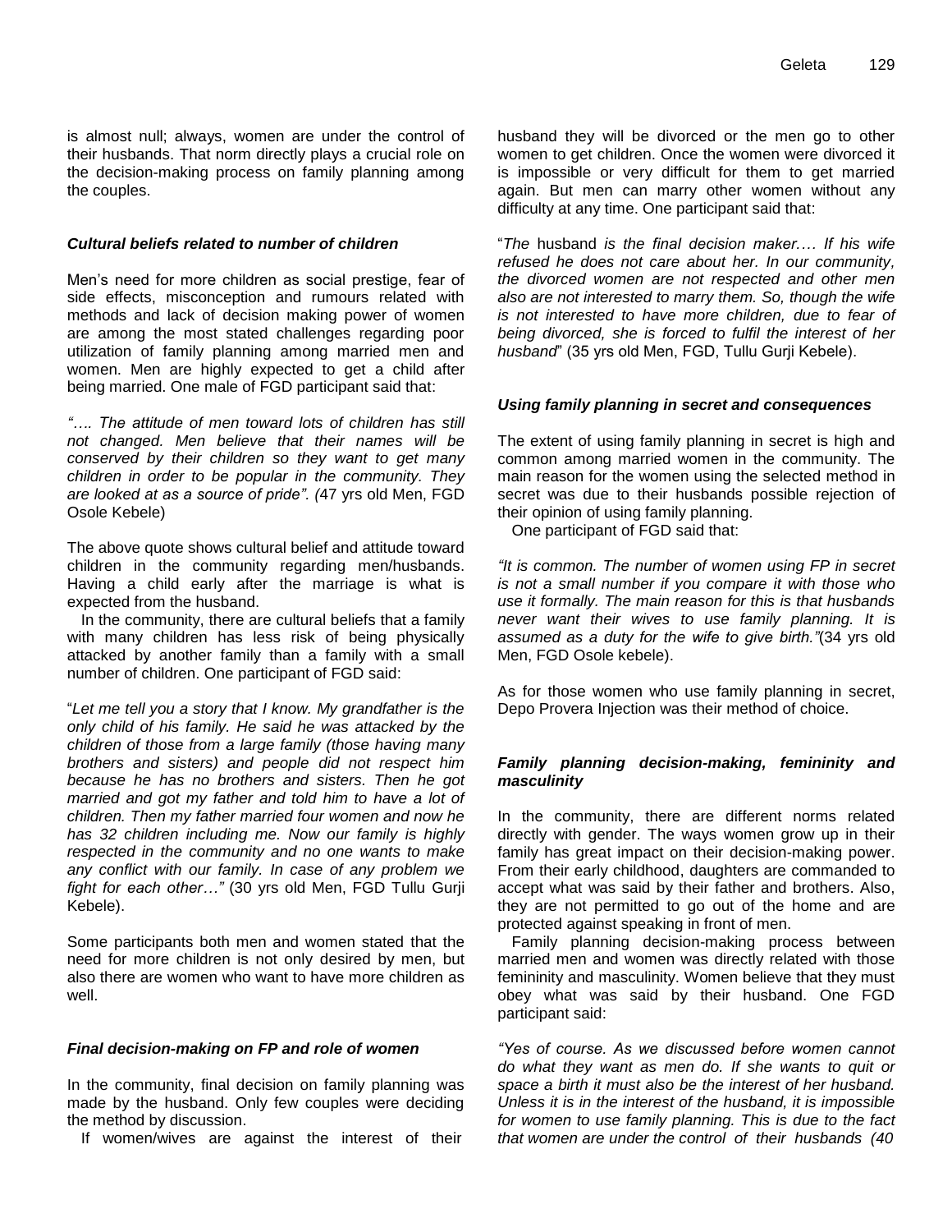is almost null; always, women are under the control of their husbands. That norm directly plays a crucial role on the decision-making process on family planning among the couples.

### *Cultural beliefs related to number of children*

Men's need for more children as social prestige, fear of side effects, misconception and rumours related with methods and lack of decision making power of women are among the most stated challenges regarding poor utilization of family planning among married men and women. Men are highly expected to get a child after being married. One male of FGD participant said that:

*"…. The attitude of men toward lots of children has still not changed. Men believe that their names will be conserved by their children so they want to get many children in order to be popular in the community. They are looked at as a source of pride". (*47 yrs old Men, FGD Osole Kebele)

The above quote shows cultural belief and attitude toward children in the community regarding men/husbands. Having a child early after the marriage is what is expected from the husband.

In the community, there are cultural beliefs that a family with many children has less risk of being physically attacked by another family than a family with a small number of children. One participant of FGD said:

"*Let me tell you a story that I know. My grandfather is the only child of his family. He said he was attacked by the children of those from a large family (those having many brothers and sisters) and people did not respect him because he has no brothers and sisters. Then he got married and got my father and told him to have a lot of children. Then my father married four women and now he has 32 children including me. Now our family is highly respected in the community and no one wants to make any conflict with our family. In case of any problem we fight for each other…"* (30 yrs old Men, FGD Tullu Gurji Kebele).

Some participants both men and women stated that the need for more children is not only desired by men, but also there are women who want to have more children as well.

### *Final decision-making on FP and role of women*

In the community, final decision on family planning was made by the husband. Only few couples were deciding the method by discussion.

If women/wives are against the interest of their husband they will be divorced or the men go to other women to get children. Once the women were divorced it is impossible or very difficult for them to get married again. But men can marry other women without any difficulty at any time. One participant said that:

"*The* husband *is the final decision maker.… If his wife refused he does not care about her. In our community, the divorced women are not respected and other men also are not interested to marry them. So, though the wife is not interested to have more children, due to fear of being divorced, she is forced to fulfil the interest of her husband*" (35 yrs old Men, FGD, Tullu Gurji Kebele).

### *Using family planning in secret and consequences*

The extent of using family planning in secret is high and common among married women in the community. The main reason for the women using the selected method in secret was due to their husbands possible rejection of their opinion of using family planning.

One participant of FGD said that:

*"It is common. The number of women using FP in secret is not a small number if you compare it with those who use it formally. The main reason for this is that husbands never want their wives to use family planning. It is assumed as a duty for the wife to give birth."*(34 yrs old Men, FGD Osole kebele).

As for those women who use family planning in secret, Depo Provera Injection was their method of choice.

### *Family planning decision-making, femininity and masculinity*

In the community, there are different norms related directly with gender. The ways women grow up in their family has great impact on their decision-making power. From their early childhood, daughters are commanded to accept what was said by their father and brothers. Also, they are not permitted to go out of the home and are protected against speaking in front of men.

Family planning decision-making process between married men and women was directly related with those femininity and masculinity. Women believe that they must obey what was said by their husband. One FGD participant said:

*"Yes of course. As we discussed before women cannot do what they want as men do. If she wants to quit or space a birth it must also be the interest of her husband. Unless it is in the interest of the husband, it is impossible for women to use family planning. This is due to the fact that women are under the control of their husbands (40*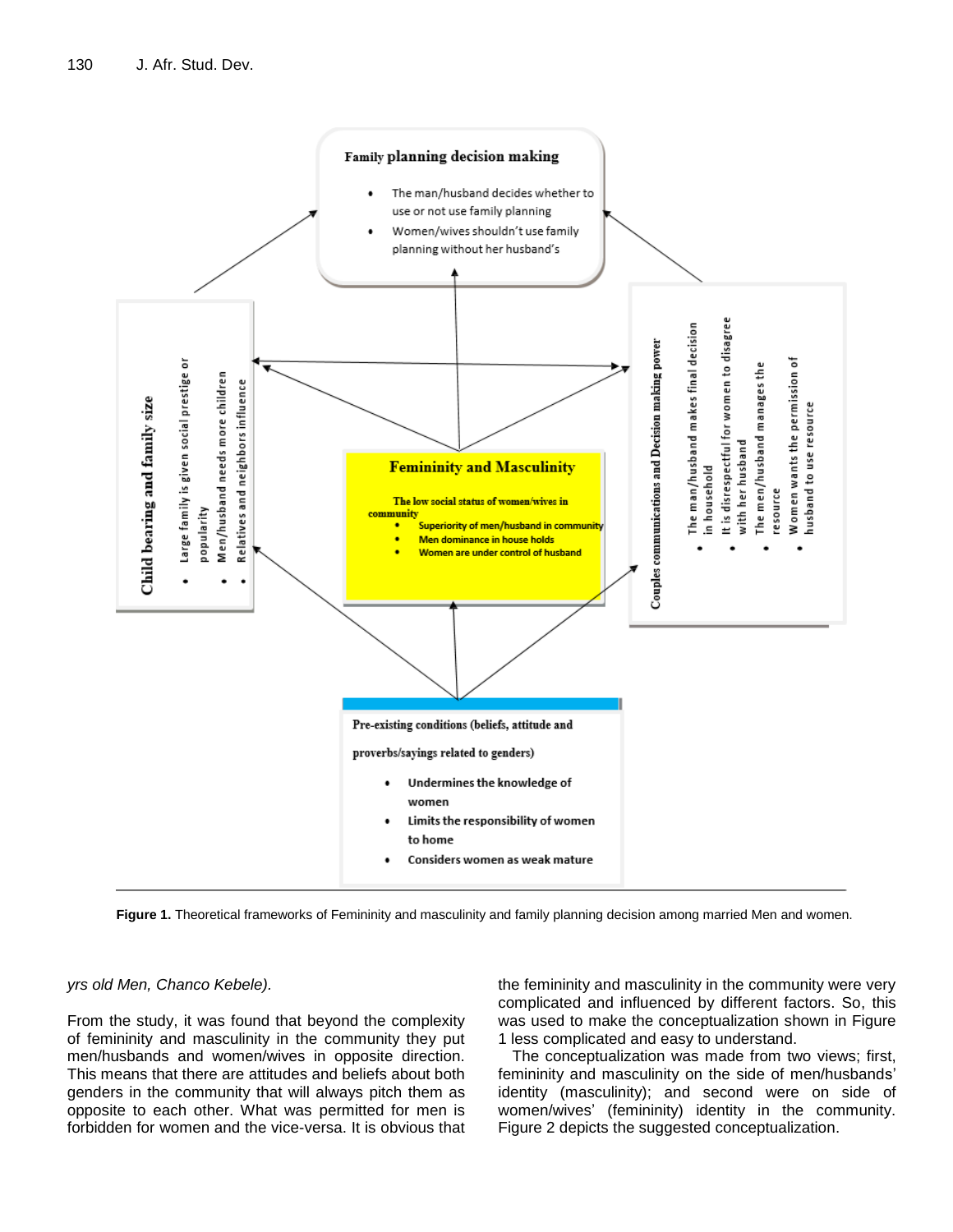**Family planning decision making**

- The man/husband decides whether to use or not use family planning
- Women/wives shouldn't use family planning without her husband's

**Child bearing and family size**

- Large family is given social prestige or popularity
- Men/husband needs more children
- Relatives and neighbors influence

**Femininity and Masculinity**

The low social status of women/wives in community

- Superiority of men/husband in community
- Men dominance in house holds
- Women are under control of husband

**Couples communications and Decision making power**

- The man/husband makes final decision in household
- It is disrespectful for women to disagree with her husband
- The men/husband manages the resource
- Women wants the permission of husband to use resource

**Pre-existing conditions (beliefs, attitude and proverbs/sayings related to genders)**

- Undermines the knowledge of women
- Limits the responsibility of women to home
- Considers women as weak mature

**Figure 1.** Theoretical frameworks of Femininity and masculinity and family planning decision among married Men and women.

*yrs old Men, Chanco Kebele).*

From the study, it was found that beyond the complexity of femininity and masculinity in the community they put men/husbands and women/wives in opposite direction. This means that there are attitudes and beliefs about both genders in the community that will always pitch them as opposite to each other. What was permitted for men is forbidden for women and the vice-versa. It is obvious that the femininity and masculinity in the community were very complicated and influenced by different factors. So, this was used to make the conceptualization shown in Figure 1 less complicated and easy to understand.

The conceptualization was made from two views; first, femininity and masculinity on the side of men/husbands' identity (masculinity); and second were on side of women/wives' (femininity) identity in the community. Figure 2 depicts the suggested conceptualization.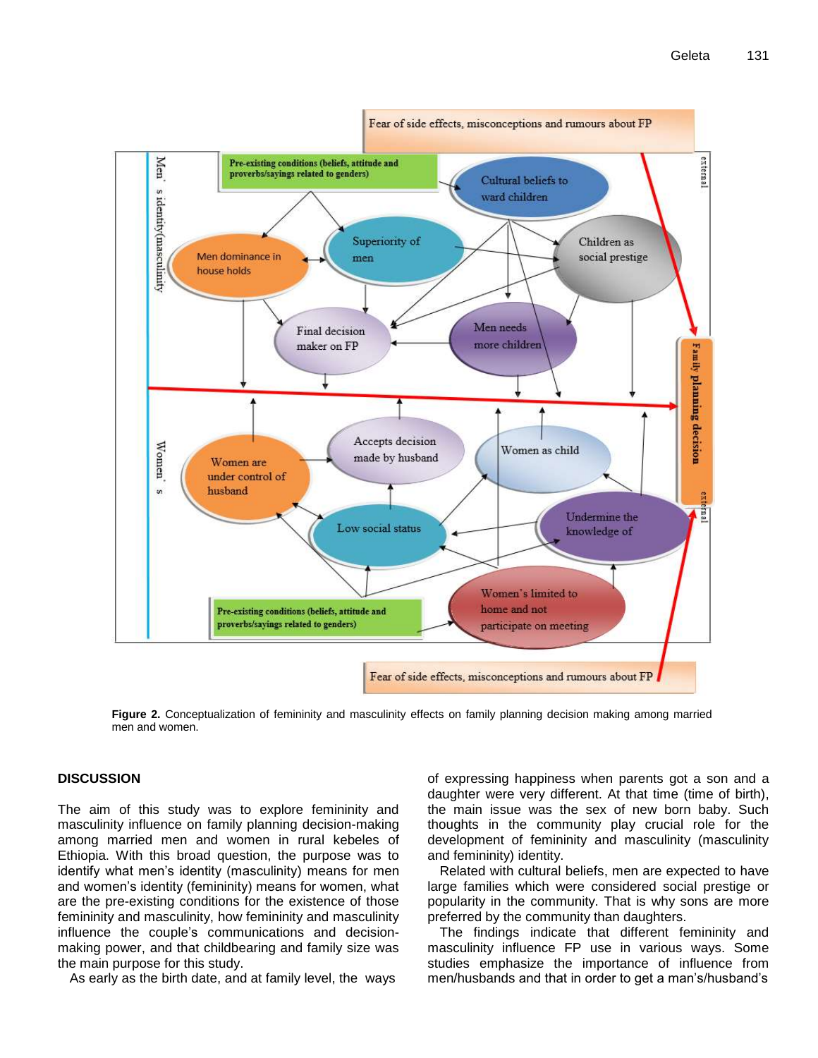**Figure 2.** Conceptualization of femininity and masculinity effects on family planning decision making among married men and women.

## DISCUSSION

The aim of this study was to explore femininity and masculinity influence on family planning decision-making among married men and women in rural kebeles of Ethiopia. With this broad question, the purpose was to identify what men's identity (masculinity) means for men and women's identity (femininity) means for women, what are the pre-existing conditions for the existence of those femininity and masculinity, how femininity and masculinity influence the couple's communications and decision-making power, and that childbearing and family size was the main purpose for this study.

As early as the birth date, and at family level, the ways of expressing happiness when parents got a son and a daughter were very different. At that time (time of birth), the main issue was the sex of new born baby. Such thoughts in the community play crucial role for the development of femininity and masculinity (masculinity and femininity) identity.

Related with cultural beliefs, men are expected to have large families which were considered social prestige or popularity in the community. That is why sons are more preferred by the community than daughters.

The findings indicate that different femininity and masculinity influence FP use in various ways. Some studies emphasize the importance of influence from men/husbands and that in order to get a man's/husband's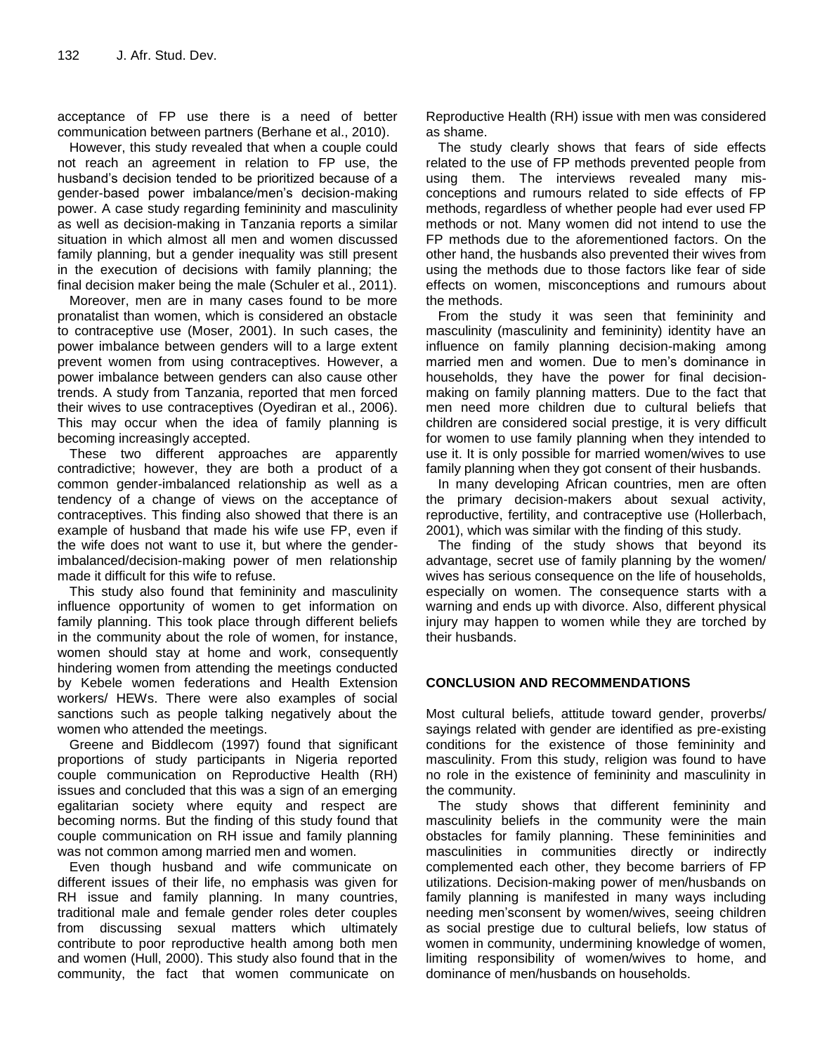acceptance of FP use there is a need of better communication between partners (Berhane et al., 2010).

However, this study revealed that when a couple could not reach an agreement in relation to FP use, the husband's decision tended to be prioritized because of a gender-based power imbalance/men's decision-making power. A case study regarding femininity and masculinity as well as decision-making in Tanzania reports a similar situation in which almost all men and women discussed family planning, but a gender inequality was still present in the execution of decisions with family planning; the final decision maker being the male (Schuler et al., 2011).

Moreover, men are in many cases found to be more pronatalist than women, which is considered an obstacle to contraceptive use (Moser, 2001). In such cases, the power imbalance between genders will to a large extent prevent women from using contraceptives. However, a power imbalance between genders can also cause other trends. A study from Tanzania, reported that men forced their wives to use contraceptives (Oyediran et al., 2006). This may occur when the idea of family planning is becoming increasingly accepted.

These two different approaches are apparently contradictive; however, they are both a product of a common gender-imbalanced relationship as well as a tendency of a change of views on the acceptance of contraceptives. This finding also showed that there is an example of husband that made his wife use FP, even if the wife does not want to use it, but where the gender-imbalanced/decision-making power of men relationship made it difficult for this wife to refuse.

This study also found that femininity and masculinity influence opportunity of women to get information on family planning. This took place through different beliefs in the community about the role of women, for instance, women should stay at home and work, consequently hindering women from attending the meetings conducted by Kebele women federations and Health Extension workers/ HEWs. There were also examples of social sanctions such as people talking negatively about the women who attended the meetings.

Greene and Biddlecom (1997) found that significant proportions of study participants in Nigeria reported couple communication on Reproductive Health (RH) issues and concluded that this was a sign of an emerging egalitarian society where equity and respect are becoming norms. But the finding of this study found that couple communication on RH issue and family planning was not common among married men and women.

Even though husband and wife communicate on different issues of their life, no emphasis was given for RH issue and family planning. In many countries, traditional male and female gender roles deter couples from discussing sexual matters which ultimately contribute to poor reproductive health among both men and women (Hull, 2000). This study also found that in the community, the fact that women communicate on Reproductive Health (RH) issue with men was considered as shame.

The study clearly shows that fears of side effects related to the use of FP methods prevented people from using them. The interviews revealed many misconceptions and rumours related to side effects of FP methods, regardless of whether people had ever used FP methods or not. Many women did not intend to use the FP methods due to the aforementioned factors. On the other hand, the husbands also prevented their wives from using the methods due to those factors like fear of side effects on women, misconceptions and rumours about the methods.

From the study it was seen that femininity and masculinity (masculinity and femininity) identity have an influence on family planning decision-making among married men and women. Due to men's dominance in households, they have the power for final decision-making on family planning matters. Due to the fact that men need more children due to cultural beliefs that children are considered social prestige, it is very difficult for women to use family planning when they intended to use it. It is only possible for married women/wives to use family planning when they got consent of their husbands.

In many developing African countries, men are often the primary decision-makers about sexual activity, reproductive, fertility, and contraceptive use (Hollerbach, 2001), which was similar with the finding of this study.

The finding of the study shows that beyond its advantage, secret use of family planning by the women/ wives has serious consequence on the life of households, especially on women. The consequence starts with a warning and ends up with divorce. Also, different physical injury may happen to women while they are torched by their husbands.

## CONCLUSION AND RECOMMENDATIONS

Most cultural beliefs, attitude toward gender, proverbs/ sayings related with gender are identified as pre-existing conditions for the existence of those femininity and masculinity. From this study, religion was found to have no role in the existence of femininity and masculinity in the community.

The study shows that different femininity and masculinity beliefs in the community were the main obstacles for family planning. These femininities and masculinities in communities directly or indirectly complemented each other, they become barriers of FP utilizations. Decision-making power of men/husbands on family planning is manifested in many ways including needing men'sconsent by women/wives, seeing children as social prestige due to cultural beliefs, low status of women in community, undermining knowledge of women, limiting responsibility of women/wives to home, and dominance of men/husbands on households.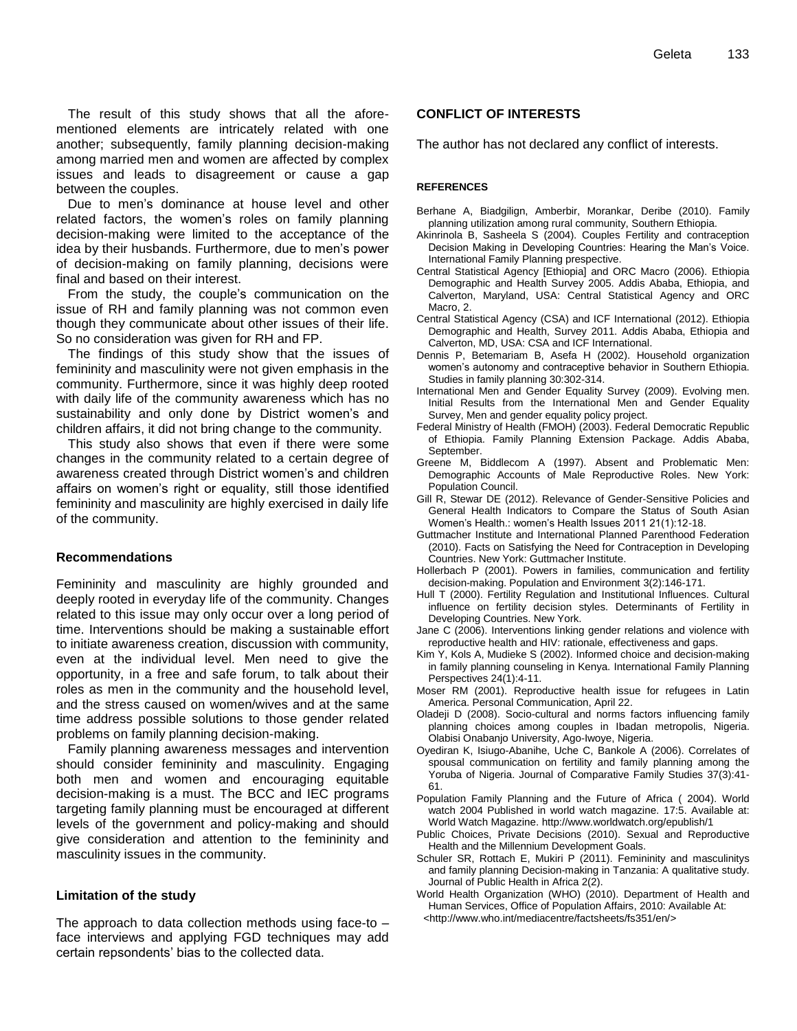The result of this study shows that all the aforementioned elements are intricately related with one another; subsequently, family planning decision-making among married men and women are affected by complex issues and leads to disagreement or cause a gap between the couples.

Due to men's dominance at house level and other related factors, the women's roles on family planning decision-making were limited to the acceptance of the idea by their husbands. Furthermore, due to men's power of decision-making on family planning, decisions were final and based on their interest.

From the study, the couple's communication on the issue of RH and family planning was not common even though they communicate about other issues of their life. So no consideration was given for RH and FP.

The findings of this study show that the issues of femininity and masculinity were not given emphasis in the community. Furthermore, since it was highly deep rooted with daily life of the community awareness which has no sustainability and only done by District women's and children affairs, it did not bring change to the community.

This study also shows that even if there were some changes in the community related to a certain degree of awareness created through District women's and children affairs on women's right or equality, still those identified femininity and masculinity are highly exercised in daily life of the community.

### Recommendations

Femininity and masculinity are highly grounded and deeply rooted in everyday life of the community. Changes related to this issue may only occur over a long period of time. Interventions should be making a sustainable effort to initiate awareness creation, discussion with community, even at the individual level. Men need to give the opportunity, in a free and safe forum, to talk about their roles as men in the community and the household level, and the stress caused on women/wives and at the same time address possible solutions to those gender related problems on family planning decision-making.

Family planning awareness messages and intervention should consider femininity and masculinity. Engaging both men and women and encouraging equitable decision-making is a must. The BCC and IEC programs targeting family planning must be encouraged at different levels of the government and policy-making and should give consideration and attention to the femininity and masculinity issues in the community.

### Limitation of the study

The approach to data collection methods using face-to – face interviews and applying FGD techniques may add certain repsondents' bias to the collected data.

## CONFLICT OF INTERESTS

The author has not declared any conflict of interests.

## REFERENCES

Berhane A, Biadgilign, Amberbir, Morankar, Deribe (2010). Family planning utilization among rural community, Southern Ethiopia.

Akinrinola B, Sasheela S (2004). Couples Fertility and contraception Decision Making in Developing Countries: Hearing the Man's Voice. International Family Planning prespective.

Central Statistical Agency [Ethiopia] and ORC Macro (2006). Ethiopia Demographic and Health Survey 2005. Addis Ababa, Ethiopia, and Calverton, Maryland, USA: Central Statistical Agency and ORC Macro, 2.

Central Statistical Agency (CSA) and ICF International (2012). Ethiopia Demographic and Health, Survey 2011. Addis Ababa, Ethiopia and Calverton, MD, USA: CSA and ICF International.

Dennis P, Betemariam B, Asefa H (2002). Household organization women's autonomy and contraceptive behavior in Southern Ethiopia. Studies in family planning 30:302-314.

International Men and Gender Equality Survey (2009). Evolving men. Initial Results from the International Men and Gender Equality Survey, Men and gender equality policy project.

Federal Ministry of Health (FMOH) (2003). Federal Democratic Republic of Ethiopia. Family Planning Extension Package. Addis Ababa, September.

Greene M, Biddlecom A (1997). Absent and Problematic Men: Demographic Accounts of Male Reproductive Roles. New York: Population Council.

Gill R, Stewar DE (2012). Relevance of Gender-Sensitive Policies and General Health Indicators to Compare the Status of South Asian Women's Health.: women's Health Issues 2011 21(1):12-18.

Guttmacher Institute and International Planned Parenthood Federation (2010). Facts on Satisfying the Need for Contraception in Developing Countries. New York: Guttmacher Institute.

Hollerbach P (2001). Powers in families, communication and fertility decision-making. Population and Environment 3(2):146-171.

Hull T (2000). Fertility Regulation and Institutional Influences. Cultural influence on fertility decision styles. Determinants of Fertility in Developing Countries. New York.

Jane C (2006). Interventions linking gender relations and violence with reproductive health and HIV: rationale, effectiveness and gaps.

Kim Y, Kols A, Mudieke S (2002). Informed choice and decision-making in family planning counseling in Kenya. International Family Planning Perspectives 24(1):4-11.

Moser RM (2001). Reproductive health issue for refugees in Latin America. Personal Communication, April 22.

Oladeji D (2008). Socio-cultural and norms factors influencing family planning choices among couples in Ibadan metropolis, Nigeria. Olabisi Onabanjo University, Ago-Iwoye, Nigeria.

Oyediran K, Isiugo-Abanihe, Uche C, Bankole A (2006). Correlates of spousal communication on fertility and family planning among the Yoruba of Nigeria. Journal of Comparative Family Studies 37(3):41-61.

Population Family Planning and the Future of Africa ( 2004). World watch 2004 Published in world watch magazine. 17:5. Available at: World Watch Magazine. http://www.worldwatch.org/epublish/1

Public Choices, Private Decisions (2010). Sexual and Reproductive Health and the Millennium Development Goals.

Schuler SR, Rottach E, Mukiri P (2011). Femininity and masculinitys and family planning Decision-making in Tanzania: A qualitative study. Journal of Public Health in Africa 2(2).

World Health Organization (WHO) (2010). Department of Health and Human Services, Office of Population Affairs, 2010: Available At: <http://www.who.int/mediacentre/factsheets/fs351/en/>